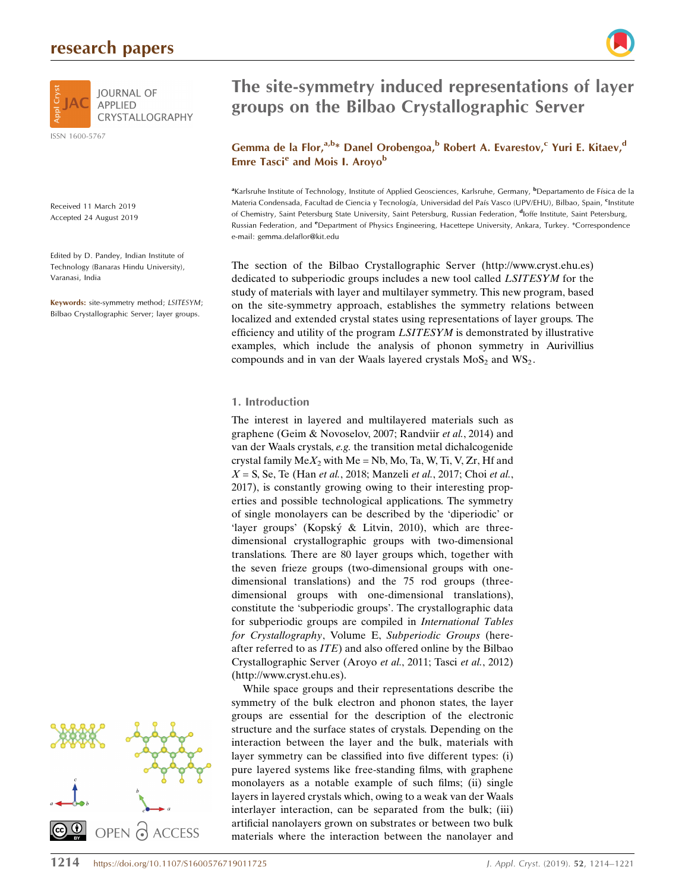# The site-symmetry induced representations of layer groups on the Bilbao Crystallographic Server

**Gemma de la Flor,[a,b]* Danel Orobengoa,[b] Robert A. Evarestov,[c] Yuri E. Kitaev,[d] Emre Tasci[e] and Mois I. Aroyo[b]**

[a]Karlsruhe Institute of Technology, Institute of Applied Geosciences, Karlsruhe, Germany, [b]Departamento de Física de la Materia Condensada, Facultad de Ciencia y Tecnología, Universidad del País Vasco (UPV/EHU), Bilbao, Spain, [c]Institute of Chemistry, Saint Petersburg State University, Saint Petersburg, Russian Federation, [d]Ioffe Institute, Saint Petersburg, Russian Federation, and [e]Department of Physics Engineering, Hacettepe University, Ankara, Turkey. *Correspondence e-mail: gemma.delaflor@kit.edu

Received 11 March 2019
Accepted 24 August 2019

Edited by D. Pandey, Indian Institute of Technology (Banaras Hindu University), Varanasi, India

**Keywords:** site-symmetry method; *LSITESYM*; Bilbao Crystallographic Server; layer groups.

The section of the Bilbao Crystallographic Server (http://www.cryst.ehu.es) dedicated to subperiodic groups includes a new tool called *LSITESYM* for the study of materials with layer and multilayer symmetry. This new program, based on the site-symmetry approach, establishes the symmetry relations between localized and extended crystal states using representations of layer groups. The efficiency and utility of the program *LSITESYM* is demonstrated by illustrative examples, which include the analysis of phonon symmetry in Aurivillius compounds and in van der Waals layered crystals $MoS_2$ and $WS_2$.

## 1. Introduction

The interest in layered and multilayered materials such as graphene (Geim & Novoselov, 2007; Randviir *et al.*, 2014) and van der Waals crystals, *e.g.* the transition metal dichalcogenide crystal family $MeX_2$ with Me = Nb, Mo, Ta, W, Ti, V, Zr, Hf and $X$ = S, Se, Te (Han *et al.*, 2018; Manzeli *et al.*, 2017; Choi *et al.*, 2017), is constantly growing owing to their interesting properties and possible technological applications. The symmetry of single monolayers can be described by the 'diperiodic' or 'layer groups' (Kopský & Litvin, 2010), which are three-dimensional crystallographic groups with two-dimensional translations. There are 80 layer groups which, together with the seven frieze groups (two-dimensional groups with one-dimensional translations) and the 75 rod groups (three-dimensional groups with one-dimensional translations), constitute the 'subperiodic groups'. The crystallographic data for subperiodic groups are compiled in *International Tables for Crystallography*, Volume E, *Subperiodic Groups* (hereafter referred to as *ITE*) and also offered online by the Bilbao Crystallographic Server (Aroyo *et al.*, 2011; Tasci *et al.*, 2012) (http://www.cryst.ehu.es).

While space groups and their representations describe the symmetry of the bulk electron and phonon states, the layer groups are essential for the description of the electronic structure and the surface states of crystals. Depending on the interaction between the layer and the bulk, materials with layer symmetry can be classified into five different types: (i) pure layered systems like free-standing films, with graphene monolayers as a notable example of such films; (ii) single layers in layered crystals which, owing to a weak van der Waals interlayer interaction, can be separated from the bulk; (iii) artificial nanolayers grown on substrates or between two bulk materials where the interaction between the nanolayer and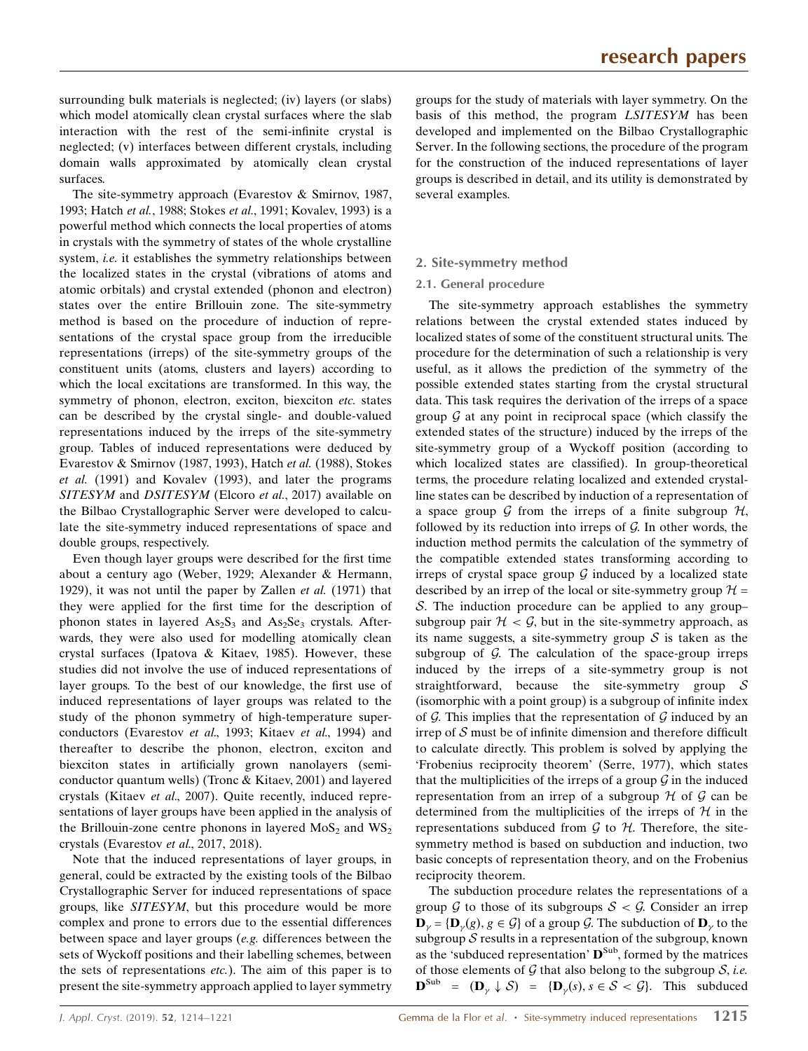surrounding bulk materials is neglected; (iv) layers (or slabs) which model atomically clean crystal surfaces where the slab interaction with the rest of the semi-infinite crystal is neglected; (v) interfaces between different crystals, including domain walls approximated by atomically clean crystal surfaces.

The site-symmetry approach (Evarestov & Smirnov, 1987, 1993; Hatch *et al.*, 1988; Stokes *et al.*, 1991; Kovalev, 1993) is a powerful method which connects the local properties of atoms in crystals with the symmetry of states of the whole crystalline system, *i.e.* it establishes the symmetry relationships between the localized states in the crystal (vibrations of atoms and atomic orbitals) and crystal extended (phonon and electron) states over the entire Brillouin zone. The site-symmetry method is based on the procedure of induction of representations of the crystal space group from the irreducible representations (irreps) of the site-symmetry groups of the constituent units (atoms, clusters and layers) according to which the local excitations are transformed. In this way, the symmetry of phonon, electron, exciton, biexciton *etc.* states can be described by the crystal single- and double-valued representations induced by the irreps of the site-symmetry group. Tables of induced representations were deduced by Evarestov & Smirnov (1987, 1993), Hatch *et al.* (1988), Stokes *et al.* (1991) and Kovalev (1993), and later the programs *SITESYM* and *DSITESYM* (Elcoro *et al.*, 2017) available on the Bilbao Crystallographic Server were developed to calculate the site-symmetry induced representations of space and double groups, respectively.

Even though layer groups were described for the first time about a century ago (Weber, 1929; Alexander & Hermann, 1929), it was not until the paper by Zallen *et al.* (1971) that they were applied for the first time for the description of phonon states in layered $As_2S_3$ and $As_2Se_3$ crystals. Afterwards, they were also used for modelling atomically clean crystal surfaces (Ipatova & Kitaev, 1985). However, these studies did not involve the use of induced representations of layer groups. To the best of our knowledge, the first use of induced representations of layer groups was related to the study of the phonon symmetry of high-temperature superconductors (Evarestov *et al.*, 1993; Kitaev *et al.*, 1994) and thereafter to describe the phonon, electron, exciton and biexciton states in artificially grown nanolayers (semiconductor quantum wells) (Tronc & Kitaev, 2001) and layered crystals (Kitaev *et al.*, 2007). Quite recently, induced representations of layer groups have been applied in the analysis of the Brillouin-zone centre phonons in layered $MoS_2$ and $WS_2$ crystals (Evarestov *et al.*, 2017, 2018).

Note that the induced representations of layer groups, in general, could be extracted by the existing tools of the Bilbao Crystallographic Server for induced representations of space groups, like *SITESYM*, but this procedure would be more complex and prone to errors due to the essential differences between space and layer groups (*e.g.* differences between the sets of Wyckoff positions and their labelling schemes, between the sets of representations *etc.*). The aim of this paper is to present the site-symmetry approach applied to layer symmetry groups for the study of materials with layer symmetry. On the basis of this method, the program *LSITESYM* has been developed and implemented on the Bilbao Crystallographic Server. In the following sections, the procedure of the program for the construction of the induced representations of layer groups is described in detail, and its utility is demonstrated by several examples.

## 2. Site-symmetry method

### 2.1. General procedure

The site-symmetry approach establishes the symmetry relations between the crystal extended states induced by localized states of some of the constituent structural units. The procedure for the determination of such a relationship is very useful, as it allows the prediction of the symmetry of the possible extended states starting from the crystal structural data. This task requires the derivation of the irreps of a space group $\mathcal{G}$ at any point in reciprocal space (which classify the extended states of the structure) induced by the irreps of the site-symmetry group of a Wyckoff position (according to which localized states are classified). In group-theoretical terms, the procedure relating localized and extended crystalline states can be described by induction of a representation of a space group $\mathcal{G}$ from the irreps of a finite subgroup $\mathcal{H}$, followed by its reduction into irreps of $\mathcal{G}$. In other words, the induction method permits the calculation of the symmetry of the compatible extended states transforming according to irreps of crystal space group $\mathcal{G}$ induced by a localized state described by an irrep of the local or site-symmetry group $\mathcal{H} = \mathcal{S}$. The induction procedure can be applied to any group–subgroup pair $\mathcal{H} < \mathcal{G}$, but in the site-symmetry approach, as its name suggests, a site-symmetry group $\mathcal{S}$ is taken as the subgroup of $\mathcal{G}$. The calculation of the space-group irreps induced by the irreps of a site-symmetry group is not straightforward, because the site-symmetry group $\mathcal{S}$ (isomorphic with a point group) is a subgroup of infinite index of $\mathcal{G}$. This implies that the representation of $\mathcal{G}$ induced by an irrep of $\mathcal{S}$ must be of infinite dimension and therefore difficult to calculate directly. This problem is solved by applying the 'Frobenius reciprocity theorem' (Serre, 1977), which states that the multiplicities of the irreps of a group $\mathcal{G}$ in the induced representation from an irrep of a subgroup $\mathcal{H}$ of $\mathcal{G}$ can be determined from the multiplicities of the irreps of $\mathcal{H}$ in the representations subduced from $\mathcal{G}$ to $\mathcal{H}$. Therefore, the site-symmetry method is based on subduction and induction, two basic concepts of representation theory, and on the Frobenius reciprocity theorem.

The subduction procedure relates the representations of a group $\mathcal{G}$ to those of its subgroups $\mathcal{S} < \mathcal{G}$. Consider an irrep $\mathbf{D}_\gamma = \{\mathbf{D}_\gamma(g), g \in \mathcal{G}\}$ of a group $\mathcal{G}$. The subduction of $\mathbf{D}_\gamma$ to the subgroup $\mathcal{S}$ results in a representation of the subgroup, known as the 'subduced representation' $\mathbf{D}^{\rm Sub}$, formed by the matrices of those elements of $\mathcal{G}$ that also belong to the subgroup $\mathcal{S}$, *i.e.* $\mathbf{D}^{\rm Sub} = (\mathbf{D}_\gamma \downarrow \mathcal{S}) = \{\mathbf{D}_\gamma(s), s \in \mathcal{S} < \mathcal{G}\}$. This subduced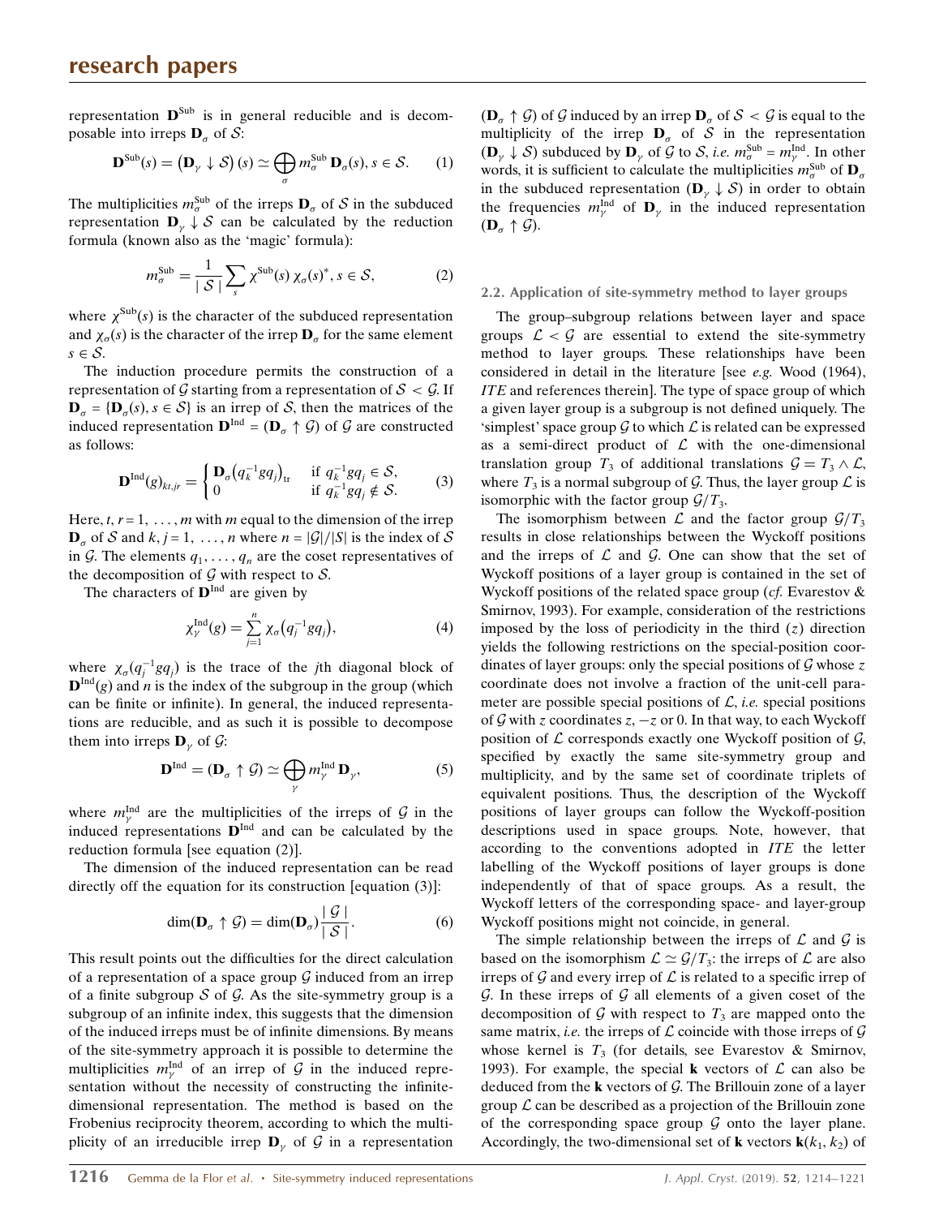representation $\mathbf{D}^{\rm Sub}$ is in general reducible and is decomposable into irreps $\mathbf{D}_\sigma$ of $\mathcal{S}$:

$$\mathbf{D}^{\rm Sub}(s) = \left(\mathbf{D}_\gamma \downarrow \mathcal{S}\right)(s) \simeq \bigoplus_\sigma m_\sigma^{\rm Sub}\,\mathbf{D}_\sigma(s), s \in \mathcal{S}. \qquad (1)$$

The multiplicities $m_\sigma^{\rm Sub}$ of the irreps $\mathbf{D}_\sigma$ of $\mathcal{S}$ in the subduced representation $\mathbf{D}_\gamma \downarrow \mathcal{S}$ can be calculated by the reduction formula (known also as the 'magic' formula):

$$m_\sigma^{\rm Sub} = \frac{1}{|\mathcal{S}|}\sum_s \chi^{\rm Sub}(s)\,\chi_\sigma(s)^*, s \in \mathcal{S}, \qquad (2)$$

where $\chi^{\rm Sub}(s)$ is the character of the subduced representation and $\chi_\sigma(s)$ is the character of the irrep $\mathbf{D}_\sigma$ for the same element $s \in \mathcal{S}$.

The induction procedure permits the construction of a representation of $\mathcal{G}$ starting from a representation of $\mathcal{S} < \mathcal{G}$. If $\mathbf{D}_\sigma = \{\mathbf{D}_\sigma(s), s \in \mathcal{S}\}$ is an irrep of $\mathcal{S}$, then the matrices of the induced representation $\mathbf{D}^{\rm Ind} = (\mathbf{D}_\sigma \uparrow \mathcal{G})$ of $\mathcal{G}$ are constructed as follows:

$$\mathbf{D}^{\rm Ind}(g)_{kt,jr} = \begin{cases} \mathbf{D}_\sigma\left(q_k^{-1}gq_j\right)_{\rm tr} & \text{if } q_k^{-1}gq_j \in \mathcal{S}, \\ 0 & \text{if } q_k^{-1}gq_j \notin \mathcal{S}. \end{cases} \qquad (3)$$

Here, $t, r = 1, \ldots, m$ with $m$ equal to the dimension of the irrep $\mathbf{D}_\sigma$ of $\mathcal{S}$ and $k, j = 1, \ldots, n$ where $n = |\mathcal{G}|/|\mathcal{S}|$ is the index of $\mathcal{S}$ in $\mathcal{G}$. The elements $q_1, \ldots, q_n$ are the coset representatives of the decomposition of $\mathcal{G}$ with respect to $\mathcal{S}$.

The characters of $\mathbf{D}^{\rm Ind}$ are given by

$$\chi_\gamma^{\rm Ind}(g) = \sum_{j=1}^{n} \chi_\sigma\left(q_j^{-1}gq_j\right), \qquad (4)$$

where $\chi_\sigma(q_j^{-1}gq_j)$ is the trace of the $j$th diagonal block of $\mathbf{D}^{\rm Ind}(g)$ and $n$ is the index of the subgroup in the group (which can be finite or infinite). In general, the induced representations are reducible, and as such it is possible to decompose them into irreps $\mathbf{D}_\gamma$ of $\mathcal{G}$:

$$\mathbf{D}^{\rm Ind} = (\mathbf{D}_\sigma \uparrow \mathcal{G}) \simeq \bigoplus_\gamma m_\gamma^{\rm Ind}\,\mathbf{D}_\gamma, \qquad (5)$$

where $m_\gamma^{\rm Ind}$ are the multiplicities of the irreps of $\mathcal{G}$ in the induced representations $\mathbf{D}^{\rm Ind}$ and can be calculated by the reduction formula [see equation (2)].

The dimension of the induced representation can be read directly off the equation for its construction [equation (3)]:

$$\dim(\mathbf{D}_\sigma \uparrow \mathcal{G}) = \dim(\mathbf{D}_\sigma)\frac{|\mathcal{G}|}{|\mathcal{S}|}. \qquad (6)$$

This result points out the difficulties for the direct calculation of a representation of a space group $\mathcal{G}$ induced from an irrep of a finite subgroup $\mathcal{S}$ of $\mathcal{G}$. As the site-symmetry group is a subgroup of an infinite index, this suggests that the dimension of the induced irreps must be of infinite dimensions. By means of the site-symmetry approach it is possible to determine the multiplicities $m_\gamma^{\rm Ind}$ of an irrep of $\mathcal{G}$ in the induced representation without the necessity of constructing the infinite-dimensional representation. The method is based on the Frobenius reciprocity theorem, according to which the multiplicity of an irreducible irrep $\mathbf{D}_\gamma$ of $\mathcal{G}$ in a representation $(\mathbf{D}_\sigma \uparrow \mathcal{G})$ of $\mathcal{G}$ induced by an irrep $\mathbf{D}_\sigma$ of $\mathcal{S} < \mathcal{G}$ is equal to the multiplicity of the irrep $\mathbf{D}_\sigma$ of $\mathcal{S}$ in the representation $(\mathbf{D}_\gamma \downarrow \mathcal{S})$ subduced by $\mathbf{D}_\gamma$ of $\mathcal{G}$ to $\mathcal{S}$, *i.e.* $m_\sigma^{\rm Sub} = m_\gamma^{\rm Ind}$. In other words, it is sufficient to calculate the multiplicities $m_\sigma^{\rm Sub}$ of $\mathbf{D}_\sigma$ in the subduced representation $(\mathbf{D}_\gamma \downarrow \mathcal{S})$ in order to obtain the frequencies $m_\gamma^{\rm Ind}$ of $\mathbf{D}_\gamma$ in the induced representation $(\mathbf{D}_\sigma \uparrow \mathcal{G})$.

### 2.2. Application of site-symmetry method to layer groups

The group–subgroup relations between layer and space groups $\mathcal{L} < \mathcal{G}$ are essential to extend the site-symmetry method to layer groups. These relationships have been considered in detail in the literature [see *e.g.* Wood (1964), *ITE* and references therein]. The type of space group of which a given layer group is a subgroup is not defined uniquely. The 'simplest' space group $\mathcal{G}$ to which $\mathcal{L}$ is related can be expressed as a semi-direct product of $\mathcal{L}$ with the one-dimensional translation group $T_3$ of additional translations $\mathcal{G} = T_3 \wedge \mathcal{L}$, where $T_3$ is a normal subgroup of $\mathcal{G}$. Thus, the layer group $\mathcal{L}$ is isomorphic with the factor group $\mathcal{G}/T_3$.

The isomorphism between $\mathcal{L}$ and the factor group $\mathcal{G}/T_3$ results in close relationships between the Wyckoff positions and the irreps of $\mathcal{L}$ and $\mathcal{G}$. One can show that the set of Wyckoff positions of a layer group is contained in the set of Wyckoff positions of the related space group (*cf.* Evarestov & Smirnov, 1993). For example, consideration of the restrictions imposed by the loss of periodicity in the third ($z$) direction yields the following restrictions on the special-position coordinates of layer groups: only the special positions of $\mathcal{G}$ whose $z$ coordinate does not involve a fraction of the unit-cell parameter are possible special positions of $\mathcal{L}$, *i.e.* special positions of $\mathcal{G}$ with $z$ coordinates $z$, $-z$ or 0. In that way, to each Wyckoff position of $\mathcal{L}$ corresponds exactly one Wyckoff position of $\mathcal{G}$, specified by exactly the same site-symmetry group and multiplicity, and by the same set of coordinate triplets of equivalent positions. Thus, the description of the Wyckoff positions of layer groups can follow the Wyckoff-position descriptions used in space groups. Note, however, that according to the conventions adopted in *ITE* the letter labelling of the Wyckoff positions of layer groups is done independently of that of space groups. As a result, the Wyckoff letters of the corresponding space- and layer-group Wyckoff positions might not coincide, in general.

The simple relationship between the irreps of $\mathcal{L}$ and $\mathcal{G}$ is based on the isomorphism $\mathcal{L} \simeq \mathcal{G}/T_3$: the irreps of $\mathcal{L}$ are also irreps of $\mathcal{G}$ and every irrep of $\mathcal{L}$ is related to a specific irrep of $\mathcal{G}$. In these irreps of $\mathcal{G}$ all elements of a given coset of the decomposition of $\mathcal{G}$ with respect to $T_3$ are mapped onto the same matrix, *i.e.* the irreps of $\mathcal{L}$ coincide with those irreps of $\mathcal{G}$ whose kernel is $T_3$ (for details, see Evarestov & Smirnov, 1993). For example, the special $\mathbf{k}$ vectors of $\mathcal{L}$ can also be deduced from the $\mathbf{k}$ vectors of $\mathcal{G}$. The Brillouin zone of a layer group $\mathcal{L}$ can be described as a projection of the Brillouin zone of the corresponding space group $\mathcal{G}$ onto the layer plane. Accordingly, the two-dimensional set of $\mathbf{k}$ vectors $\mathbf{k}(k_1, k_2)$ of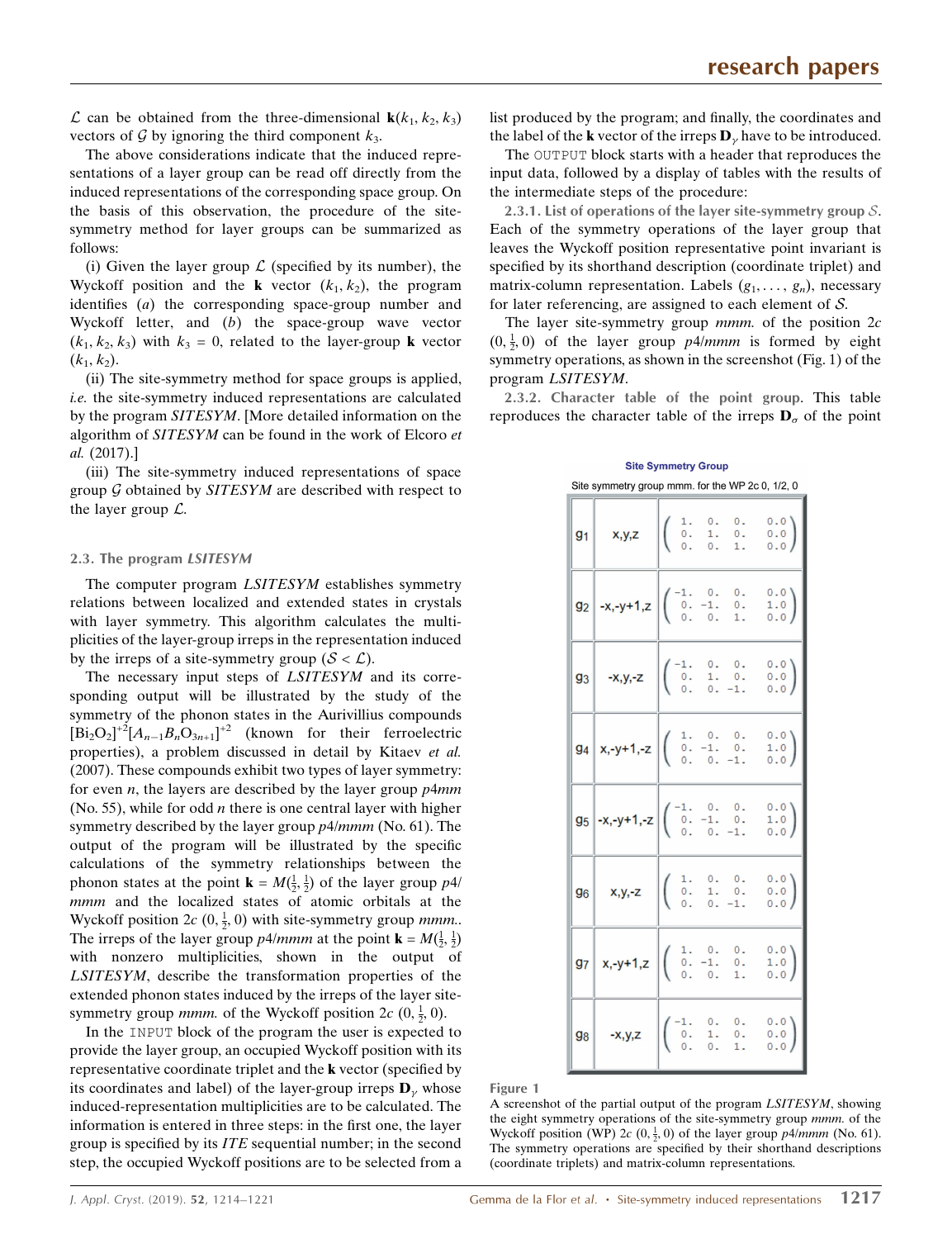$\mathcal{L}$ can be obtained from the three-dimensional $\mathbf{k}(k_1, k_2, k_3)$ vectors of $\mathcal{G}$ by ignoring the third component $k_3$.

The above considerations indicate that the induced representations of a layer group can be read off directly from the induced representations of the corresponding space group. On the basis of this observation, the procedure of the site-symmetry method for layer groups can be summarized as follows:

(i) Given the layer group $\mathcal{L}$ (specified by its number), the Wyckoff position and the $\mathbf{k}$ vector $(k_1, k_2)$, the program identifies (*a*) the corresponding space-group number and Wyckoff letter, and (*b*) the space-group wave vector $(k_1, k_2, k_3)$ with $k_3 = 0$, related to the layer-group $\mathbf{k}$ vector $(k_1, k_2)$.

(ii) The site-symmetry method for space groups is applied, *i.e.* the site-symmetry induced representations are calculated by the program *SITESYM*. [More detailed information on the algorithm of *SITESYM* can be found in the work of Elcoro *et al.* (2017).]

(iii) The site-symmetry induced representations of space group $\mathcal{G}$ obtained by *SITESYM* are described with respect to the layer group $\mathcal{L}$.

### 2.3. The program *LSITESYM*

The computer program *LSITESYM* establishes symmetry relations between localized and extended states in crystals with layer symmetry. This algorithm calculates the multiplicities of the layer-group irreps in the representation induced by the irreps of a site-symmetry group ($\mathcal{S} < \mathcal{L}$).

The necessary input steps of *LSITESYM* and its corresponding output will be illustrated by the study of the symmetry of the phonon states in the Aurivillius compounds $[Bi_2O_2]^{+2}[A_{n-1}B_nO_{3n+1}]^{+2}$ (known for their ferroelectric properties), a problem discussed in detail by Kitaev *et al.* (2007). These compounds exhibit two types of layer symmetry: for even *n*, the layers are described by the layer group *p*4*mm* (No. 55), while for odd *n* there is one central layer with higher symmetry described by the layer group *p*4/*mmm* (No. 61). The output of the program will be illustrated by the specific calculations of the symmetry relationships between the phonon states at the point $\mathbf{k} = M(\frac{1}{2}, \frac{1}{2})$ of the layer group *p*4/*mmm* and the localized states of atomic orbitals at the Wyckoff position 2*c* $(0, \frac{1}{2}, 0)$ with site-symmetry group *mmm*.. The irreps of the layer group *p*4/*mmm* at the point $\mathbf{k} = M(\frac{1}{2}, \frac{1}{2})$ with nonzero multiplicities, shown in the output of *LSITESYM*, describe the transformation properties of the extended phonon states induced by the irreps of the layer site-symmetry group *mmm*. of the Wyckoff position 2*c* $(0, \frac{1}{2}, 0)$.

In the `INPUT` block of the program the user is expected to provide the layer group, an occupied Wyckoff position with its representative coordinate triplet and the $\mathbf{k}$ vector (specified by its coordinates and label) of the layer-group irreps $\mathbf{D}_\gamma$ whose induced-representation multiplicities are to be calculated. The information is entered in three steps: in the first one, the layer group is specified by its *ITE* sequential number; in the second step, the occupied Wyckoff positions are to be selected from a list produced by the program; and finally, the coordinates and the label of the $\mathbf{k}$ vector of the irreps $\mathbf{D}_\gamma$ have to be introduced.

The `OUTPUT` block starts with a header that reproduces the input data, followed by a display of tables with the results of the intermediate steps of the procedure:

**2.3.1. List of operations of the layer site-symmetry group $\mathcal{S}$.** Each of the symmetry operations of the layer group that leaves the Wyckoff position representative point invariant is specified by its shorthand description (coordinate triplet) and matrix-column representation. Labels $(g_1, \ldots, g_n)$, necessary for later referencing, are assigned to each element of $\mathcal{S}$.

The layer site-symmetry group *mmm*. of the position 2*c* $(0, \frac{1}{2}, 0)$ of the layer group *p*4/*mmm* is formed by eight symmetry operations, as shown in the screenshot (Fig. 1) of the program *LSITESYM*.

**2.3.2. Character table of the point group.** This table reproduces the character table of the irreps $\mathbf{D}_\sigma$ of the point

**Site Symmetry Group**

Site symmetry group mmm. for the WP 2c 0, 1/2, 0

| | | |
|---|---|---|
| $g_1$ | x,y,z | $\begin{pmatrix} 1. & 0. & 0. & 0.0 \\ 0. & 1. & 0. & 0.0 \\ 0. & 0. & 1. & 0.0 \end{pmatrix}$ |
| $g_2$ | -x,-y+1,z | $\begin{pmatrix} -1. & 0. & 0. & 0.0 \\ 0. & -1. & 0. & 1.0 \\ 0. & 0. & 1. & 0.0 \end{pmatrix}$ |
| $g_3$ | -x,y,-z | $\begin{pmatrix} -1. & 0. & 0. & 0.0 \\ 0. & 1. & 0. & 0.0 \\ 0. & 0. & -1. & 0.0 \end{pmatrix}$ |
| $g_4$ | x,-y+1,-z | $\begin{pmatrix} 1. & 0. & 0. & 0.0 \\ 0. & -1. & 0. & 1.0 \\ 0. & 0. & -1. & 0.0 \end{pmatrix}$ |
| $g_5$ | -x,-y+1,-z | $\begin{pmatrix} -1. & 0. & 0. & 0.0 \\ 0. & -1. & 0. & 1.0 \\ 0. & 0. & -1. & 0.0 \end{pmatrix}$ |
| $g_6$ | x,y,-z | $\begin{pmatrix} 1. & 0. & 0. & 0.0 \\ 0. & 1. & 0. & 0.0 \\ 0. & 0. & -1. & 0.0 \end{pmatrix}$ |
| $g_7$ | x,-y+1,z | $\begin{pmatrix} 1. & 0. & 0. & 0.0 \\ 0. & -1. & 0. & 1.0 \\ 0. & 0. & 1. & 0.0 \end{pmatrix}$ |
| $g_8$ | -x,y,z | $\begin{pmatrix} -1. & 0. & 0. & 0.0 \\ 0. & 1. & 0. & 0.0 \\ 0. & 0. & 1. & 0.0 \end{pmatrix}$ |

**Figure 1**
A screenshot of the partial output of the program *LSITESYM*, showing the eight symmetry operations of the site-symmetry group *mmm*. of the Wyckoff position (WP) 2*c* $(0, \frac{1}{2}, 0)$ of the layer group *p*4/*mmm* (No. 61). The symmetry operations are specified by their shorthand descriptions (coordinate triplets) and matrix-column representations.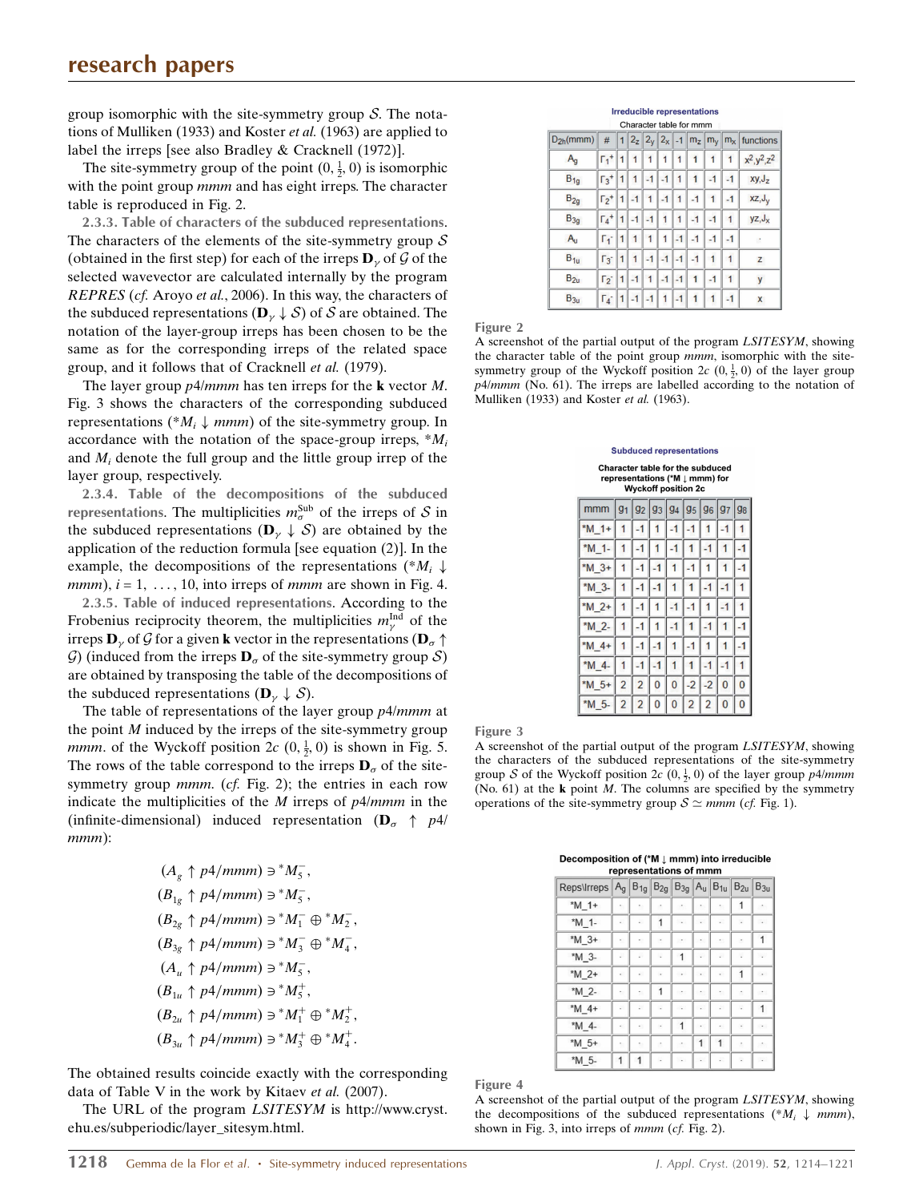group isomorphic with the site-symmetry group $\mathcal{S}$. The notations of Mulliken (1933) and Koster *et al.* (1963) are applied to label the irreps [see also Bradley & Cracknell (1972)].

The site-symmetry group of the point $(0, \frac{1}{2}, 0)$ is isomorphic with the point group *mmm* and has eight irreps. The character table is reproduced in Fig. 2.

**2.3.3. Table of characters of the subduced representations.** The characters of the elements of the site-symmetry group $\mathcal{S}$ (obtained in the first step) for each of the irreps $\mathbf{D}_\gamma$ of $\mathcal{G}$ of the selected wavevector are calculated internally by the program *REPRES* (*cf.* Aroyo *et al.*, 2006). In this way, the characters of the subduced representations $(\mathbf{D}_\gamma \downarrow \mathcal{S})$ of $\mathcal{S}$ are obtained. The notation of the layer-group irreps has been chosen to be the same as for the corresponding irreps of the related space group, and it follows that of Cracknell *et al.* (1979).

The layer group *p*4/*mmm* has ten irreps for the **k** vector *M*. Fig. 3 shows the characters of the corresponding subduced representations $({}^*M_i \downarrow mmm)$ of the site-symmetry group. In accordance with the notation of the space-group irreps, ${}^*M_i$ and $M_i$ denote the full group and the little group irrep of the layer group, respectively.

**2.3.4. Table of the decompositions of the subduced representations.** The multiplicities $m_\sigma^{\rm Sub}$ of the irreps of $\mathcal{S}$ in the subduced representations $(\mathbf{D}_\gamma \downarrow \mathcal{S})$ are obtained by the application of the reduction formula [see equation (2)]. In the example, the decompositions of the representations $({}^*M_i \downarrow mmm)$, $i = 1, \ldots, 10$, into irreps of *mmm* are shown in Fig. 4.

**2.3.5. Table of induced representations.** According to the Frobenius reciprocity theorem, the multiplicities $m_\gamma^{\rm Ind}$ of the irreps $\mathbf{D}_\gamma$ of $\mathcal{G}$ for a given **k** vector in the representations $(\mathbf{D}_\sigma \uparrow \mathcal{G})$ (induced from the irreps $\mathbf{D}_\sigma$ of the site-symmetry group $\mathcal{S}$) are obtained by transposing the table of the decompositions of the subduced representations $(\mathbf{D}_\gamma \downarrow \mathcal{S})$.

The table of representations of the layer group *p*4/*mmm* at the point *M* induced by the irreps of the site-symmetry group *mmm*. of the Wyckoff position 2*c* $(0, \frac{1}{2}, 0)$ is shown in Fig. 5. The rows of the table correspond to the irreps $\mathbf{D}_\sigma$ of the site-symmetry group *mmm*. (*cf.* Fig. 2); the entries in each row indicate the multiplicities of the *M* irreps of *p*4/*mmm* in the (infinite-dimensional) induced representation $(\mathbf{D}_\sigma \uparrow p4/mmm)$:

$$
\begin{aligned}
(A_g \uparrow p4/mmm) &\ni {}^*M_5^-,\\
(B_{1g} \uparrow p4/mmm) &\ni {}^*M_5^-,\\
(B_{2g} \uparrow p4/mmm) &\ni {}^*M_1^- \oplus {}^*M_2^-,\\
(B_{3g} \uparrow p4/mmm) &\ni {}^*M_3^- \oplus {}^*M_4^-,\\
(A_u \uparrow p4/mmm) &\ni {}^*M_5^-,\\
(B_{1u} \uparrow p4/mmm) &\ni {}^*M_5^+,\\
(B_{2u} \uparrow p4/mmm) &\ni {}^*M_1^+ \oplus {}^*M_2^+,\\
(B_{3u} \uparrow p4/mmm) &\ni {}^*M_3^+ \oplus {}^*M_4^+.
\end{aligned}
$$

The obtained results coincide exactly with the corresponding data of Table V in the work by Kitaev *et al.* (2007).

The URL of the program *LSITESYM* is http://www.cryst.ehu.es/subperiodic/layer_sitesym.html.

**Irreducible representations**

Character table for mmm

| D2h(mmm) | # | 1 | 2z | 2y | 2x | -1 | mz | my | mx | functions |
|---|---|---|---|---|---|---|---|---|---|---|
| $A_g$ | $\Gamma_1^+$ | 1 | 1 | 1 | 1 | 1 | 1 | 1 | 1 | $x^2,y^2,z^2$ |
| $B_{1g}$ | $\Gamma_3^+$ | 1 | 1 | -1 | -1 | 1 | 1 | -1 | -1 | $xy,J_z$ |
| $B_{2g}$ | $\Gamma_2^+$ | 1 | -1 | 1 | -1 | 1 | -1 | 1 | -1 | $xz,J_y$ |
| $B_{3g}$ | $\Gamma_4^+$ | 1 | -1 | -1 | 1 | 1 | -1 | -1 | 1 | $yz,J_x$ |
| $A_u$ | $\Gamma_1^-$ | 1 | 1 | 1 | 1 | -1 | -1 | -1 | -1 | . |
| $B_{1u}$ | $\Gamma_3^-$ | 1 | 1 | -1 | -1 | -1 | -1 | 1 | 1 | z |
| $B_{2u}$ | $\Gamma_2^-$ | 1 | -1 | 1 | -1 | -1 | 1 | -1 | 1 | y |
| $B_{3u}$ | $\Gamma_4^-$ | 1 | -1 | -1 | 1 | -1 | 1 | 1 | -1 | x |

Figure 2
A screenshot of the partial output of the program *LSITESYM*, showing the character table of the point group *mmm*, isomorphic with the site-symmetry group of the Wyckoff position 2*c* $(0, \frac{1}{2}, 0)$ of the layer group *p*4/*mmm* (No. 61). The irreps are labelled according to the notation of Mulliken (1933) and Koster *et al.* (1963).

**Subduced representations**

Character table for the subduced representations (*M ↓ mmm) for Wyckoff position 2c

| mmm | g1 | g2 | g3 | g4 | g5 | g6 | g7 | g8 |
|---|---|---|---|---|---|---|---|---|
| *M_1+ | 1 | -1 | 1 | -1 | -1 | 1 | -1 | 1 |
| *M_1- | 1 | -1 | 1 | -1 | 1 | -1 | 1 | -1 |
| *M_3+ | 1 | -1 | -1 | 1 | -1 | 1 | 1 | -1 |
| *M_3- | 1 | -1 | -1 | 1 | 1 | -1 | -1 | 1 |
| *M_2+ | 1 | -1 | 1 | -1 | -1 | 1 | -1 | 1 |
| *M_2- | 1 | -1 | 1 | -1 | 1 | -1 | 1 | -1 |
| *M_4+ | 1 | -1 | -1 | 1 | -1 | 1 | 1 | -1 |
| *M_4- | 1 | -1 | -1 | 1 | 1 | -1 | -1 | 1 |
| *M_5+ | 2 | 2 | 0 | 0 | -2 | -2 | 0 | 0 |
| *M_5- | 2 | 2 | 0 | 0 | 2 | 2 | 0 | 0 |

Figure 3
A screenshot of the partial output of the program *LSITESYM*, showing the characters of the subduced representations of the site-symmetry group $\mathcal{S}$ of the Wyckoff position 2*c* $(0, \frac{1}{2}, 0)$ of the layer group *p*4/*mmm* (No. 61) at the **k** point *M*. The columns are specified by the symmetry operations of the site-symmetry group $\mathcal{S} \simeq mmm$ (*cf.* Fig. 1).

Decomposition of (*M ↓ mmm) into irreducible representations of mmm

| Reps\Irreps | $A_g$ | $B_{1g}$ | $B_{2g}$ | $B_{3g}$ | $A_u$ | $B_{1u}$ | $B_{2u}$ | $B_{3u}$ |
|---|---|---|---|---|---|---|---|---|
| *M_1+ | . | . | . | . | . | . | 1 | . |
| *M_1- | . | . | 1 | . | . | . | . | . |
| *M_3+ | . | . | . | . | . | . | . | 1 |
| *M_3- | . | . | . | 1 | . | . | . | . |
| *M_2+ | . | . | . | . | . | . | 1 | . |
| *M_2- | . | . | 1 | . | . | . | . | . |
| *M_4+ | . | . | . | . | . | . | . | 1 |
| *M_4- | . | . | . | 1 | . | . | . | . |
| *M_5+ | . | . | . | . | 1 | 1 | . | . |
| *M_5- | 1 | 1 | . | . | . | . | . | . |

Figure 4
A screenshot of the partial output of the program *LSITESYM*, showing the decompositions of the subduced representations $({}^*M_i \downarrow mmm)$, shown in Fig. 3, into irreps of *mmm* (*cf.* Fig. 2).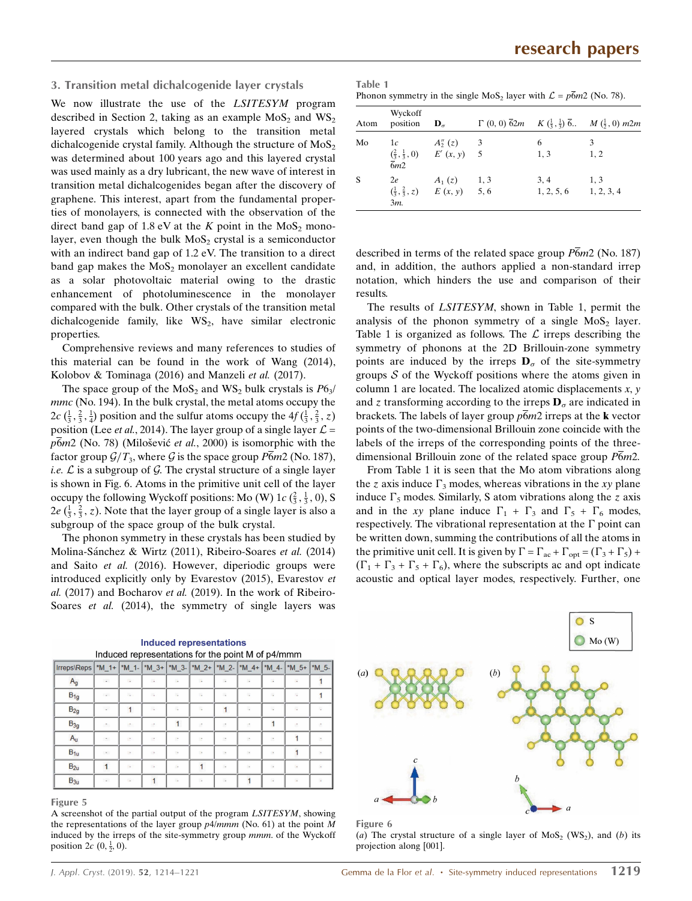## 3. Transition metal dichalcogenide layer crystals

We now illustrate the use of the *LSITESYM* program described in Section 2, taking as an example $MoS_2$ and $WS_2$ layered crystals which belong to the transition metal dichalcogenide crystal family. Although the structure of $MoS_2$ was determined about 100 years ago and this layered crystal was used mainly as a dry lubricant, the new wave of interest in transition metal dichalcogenides began after the discovery of graphene. This interest, apart from the fundamental properties of monolayers, is connected with the observation of the direct band gap of 1.8 eV at the $K$ point in the $MoS_2$ monolayer, even though the bulk $MoS_2$ crystal is a semiconductor with an indirect band gap of 1.2 eV. The transition to a direct band gap makes the $MoS_2$ monolayer an excellent candidate as a solar photovoltaic material owing to the drastic enhancement of photoluminescence in the monolayer compared with the bulk. Other crystals of the transition metal dichalcogenide family, like $WS_2$, have similar electronic properties.

Comprehensive reviews and many references to studies of this material can be found in the work of Wang (2014), Kolobov & Tominaga (2016) and Manzeli *et al.* (2017).

The space group of the $MoS_2$ and $WS_2$ bulk crystals is $P6_3/mmc$ (No. 194). In the bulk crystal, the metal atoms occupy the $2c$ $(\frac{1}{3}, \frac{2}{3}, \frac{1}{4})$ position and the sulfur atoms occupy the $4f$ $(\frac{1}{3}, \frac{2}{3}, z)$ position (Lee *et al.*, 2014). The layer group of a single layer $\mathcal{L} = p\bar{6}m2$ (No. 78) (Milošević *et al.*, 2000) is isomorphic with the factor group $\mathcal{G}/T_3$, where $\mathcal{G}$ is the space group $P\bar{6}m2$ (No. 187), *i.e.* $\mathcal{L}$ is a subgroup of $\mathcal{G}$. The crystal structure of a single layer is shown in Fig. 6. Atoms in the primitive unit cell of the layer occupy the following Wyckoff positions: Mo (W) $1c$ $(\frac{2}{3}, \frac{1}{3}, 0)$, S $2e$ $(\frac{1}{3}, \frac{2}{3}, z)$. Note that the layer group of a single layer is also a subgroup of the space group of the bulk crystal.

The phonon symmetry in these crystals has been studied by Molina-Sánchez & Wirtz (2011), Ribeiro-Soares *et al.* (2014) and Saito *et al.* (2016). However, diperiodic groups were introduced explicitly only by Evarestov (2015), Evarestov *et al.* (2017) and Bocharov *et al.* (2019). In the work of Ribeiro-Soares *et al.* (2014), the symmetry of single layers was described in terms of the related space group $P\bar{6}m2$ (No. 187) and, in addition, the authors applied a non-standard irrep notation, which hinders the use and comparison of their results.

**Table 1**
Phonon symmetry in the single $MoS_2$ layer with $\mathcal{L} = p\bar{6}m2$ (No. 78).

| Atom | Wyckoff position | $\mathbf{D}_\sigma$ | $\Gamma$ (0, 0) $\bar{6}2m$ | $K$ $(\frac{1}{3}, \frac{1}{3})$ $\bar{6}..$ | $M$ $(\frac{1}{2}, 0)$ $m2m$ |
|---|---|---|---|---|---|
| Mo | $1c$ $(\frac{2}{3}, \frac{1}{3}, 0)$ $\bar{6}m2$ | $A_2''$ $(z)$ | 3 | 6 | 3 |
| | | $E'$ $(x, y)$ | 5 | 1, 3 | 1, 2 |
| S | $2e$ $(\frac{1}{3}, \frac{2}{3}, z)$ $3m.$ | $A_1$ $(z)$ | 1, 3 | 3, 4 | 1, 3 |
| | | $E$ $(x, y)$ | 5, 6 | 1, 2, 5, 6 | 1, 2, 3, 4 |

The results of *LSITESYM*, shown in Table 1, permit the analysis of the phonon symmetry of a single $MoS_2$ layer. Table 1 is organized as follows. The $\mathcal{L}$ irreps describing the symmetry of phonons at the 2D Brillouin-zone symmetry points are induced by the irreps $\mathbf{D}_\sigma$ of the site-symmetry groups $\mathcal{S}$ of the Wyckoff positions where the atoms given in column 1 are located. The localized atomic displacements $x$, $y$ and $z$ transforming according to the irreps $\mathbf{D}_\sigma$ are indicated in brackets. The labels of layer group $p\bar{6}m2$ irreps at the $\mathbf{k}$ vector points of the two-dimensional Brillouin zone coincide with the labels of the irreps of the corresponding points of the three-dimensional Brillouin zone of the related space group $P\bar{6}m2$.

From Table 1 it is seen that the Mo atom vibrations along the $z$ axis induce $\Gamma_3$ modes, whereas vibrations in the $xy$ plane induce $\Gamma_5$ modes. Similarly, S atom vibrations along the $z$ axis and in the $xy$ plane induce $\Gamma_1 + \Gamma_3$ and $\Gamma_5 + \Gamma_6$ modes, respectively. The vibrational representation at the $\Gamma$ point can be written down, summing the contributions of all the atoms in the primitive unit cell. It is given by $\Gamma = \Gamma_{ac} + \Gamma_{opt} = (\Gamma_3 + \Gamma_5) + (\Gamma_1 + \Gamma_3 + \Gamma_5 + \Gamma_6)$, where the subscripts ac and opt indicate acoustic and optical layer modes, respectively. Further, one

**Induced representations**
Induced representations for the point M of p4/mmm

| Irreps\Reps | *M_1+ | *M_1- | *M_3+ | *M_3- | *M_2+ | *M_2- | *M_4+ | *M_4- | *M_5+ | *M_5- |
|---|---|---|---|---|---|---|---|---|---|---|
| $A_g$ | · | · | · | · | · | · | · | · | · | 1 |
| $B_{1g}$ | · | · | · | · | · | · | · | · | · | 1 |
| $B_{2g}$ | · | 1 | · | · | · | 1 | · | · | · | · |
| $B_{3g}$ | · | · | · | 1 | · | · | · | 1 | · | · |
| $A_u$ | · | · | · | · | · | · | · | · | 1 | · |
| $B_{1u}$ | · | · | · | · | · | · | · | · | 1 | · |
| $B_{2u}$ | 1 | · | · | · | 1 | · | · | · | · | · |
| $B_{3u}$ | · | · | 1 | · | · | · | 1 | · | · | · |

**Figure 5**
A screenshot of the partial output of the program *LSITESYM*, showing the representations of the layer group $p4/mmm$ (No. 61) at the point $M$ induced by the irreps of the site-symmetry group $mmm.$ of the Wyckoff position $2c$ $(0, \frac{1}{2}, 0)$.

**Figure 6**
(*a*) The crystal structure of a single layer of $MoS_2$ ($WS_2$), and (*b*) its projection along [001].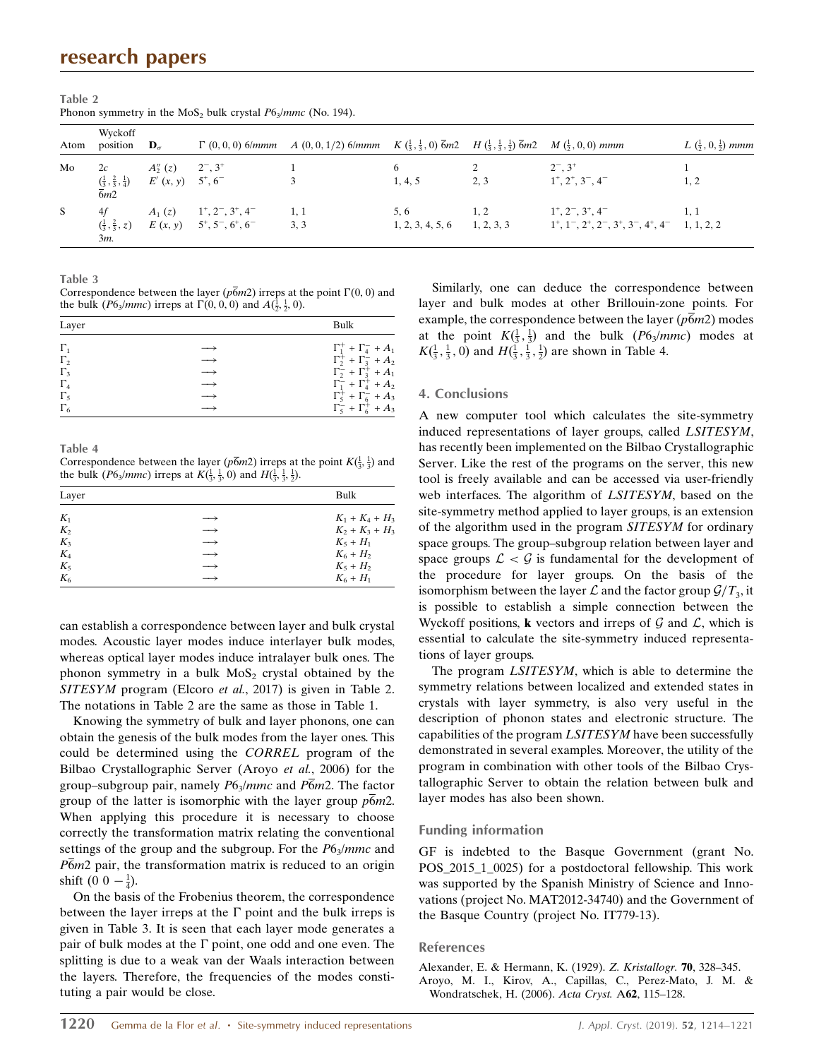**Table 2**
Phonon symmetry in the $MoS_2$ bulk crystal $P6_3/mmc$ (No. 194).

| Atom | Wyckoff position | $\mathbf{D}_\sigma$ | $\Gamma$ (0, 0, 0) $6/mmm$ | $A$ (0, 0, 1/2) $6/mmm$ | $K$ $(\frac{1}{3}, \frac{1}{3}, 0)$ $\bar{6}m2$ | $H$ $(\frac{1}{3}, \frac{1}{3}, \frac{1}{2})$ $\bar{6}m2$ | $M$ $(\frac{1}{2}, 0, 0)$ $mmm$ | $L$ $(\frac{1}{2}, 0, \frac{1}{2})$ $mmm$ |
|---|---|---|---|---|---|---|---|---|
| Mo | $2c$ $(\frac{1}{3}, \frac{2}{3}, \frac{1}{4})$ $\bar{6}m2$ | $A_2''$ $(z)$ | $2^-, 3^+$ | 1 | 6 | 2 | $2^-, 3^+$ | 1 |
| | | $E'$ $(x, y)$ | $5^+, 6^-$ | 3 | 1, 4, 5 | 2, 3 | $1^+, 2^+, 3^-, 4^-$ | 1, 2 |
| S | $4f$ $(\frac{1}{3}, \frac{2}{3}, z)$ $3m.$ | $A_1$ $(z)$ | $1^+, 2^-, 3^+, 4^-$ | 1, 1 | 5, 6 | 1, 2 | $1^+, 2^-, 3^+, 4^-$ | 1, 1 |
| | | $E$ $(x, y)$ | $5^+, 5^-, 6^+, 6^-$ | 3, 3 | 1, 2, 3, 4, 5, 6 | 1, 2, 3, 3 | $1^+, 1^-, 2^+, 2^-, 3^+, 3^-, 4^+, 4^-$ | 1, 1, 2, 2 |

**Table 3**
Correspondence between the layer ($p\bar{6}m2$) irreps at the point $\Gamma(0, 0)$ and the bulk ($P6_3/mmc$) irreps at $\Gamma(0, 0, 0)$ and $A(\frac{1}{2}, \frac{1}{2}, 0)$.

| Layer | | Bulk |
|---|---|---|
| $\Gamma_1$ | $\longrightarrow$ | $\Gamma_1^+ + \Gamma_4^- + A_1$ |
| $\Gamma_2$ | $\longrightarrow$ | $\Gamma_2^+ + \Gamma_3^- + A_2$ |
| $\Gamma_3$ | $\longrightarrow$ | $\Gamma_2^- + \Gamma_3^+ + A_1$ |
| $\Gamma_4$ | $\longrightarrow$ | $\Gamma_1^- + \Gamma_4^+ + A_2$ |
| $\Gamma_5$ | $\longrightarrow$ | $\Gamma_5^+ + \Gamma_6^- + A_3$ |
| $\Gamma_6$ | $\longrightarrow$ | $\Gamma_5^- + \Gamma_6^+ + A_3$ |

**Table 4**
Correspondence between the layer ($p\bar{6}m2$) irreps at the point $K(\frac{1}{3}, \frac{1}{3})$ and the bulk ($P6_3/mmc$) irreps at $K(\frac{1}{3}, \frac{1}{3}, 0)$ and $H(\frac{1}{3}, \frac{1}{3}, \frac{1}{2})$.

| Layer | | Bulk |
|---|---|---|
| $K_1$ | $\longrightarrow$ | $K_1 + K_4 + H_3$ |
| $K_2$ | $\longrightarrow$ | $K_2 + K_3 + H_3$ |
| $K_3$ | $\longrightarrow$ | $K_5 + H_1$ |
| $K_4$ | $\longrightarrow$ | $K_6 + H_2$ |
| $K_5$ | $\longrightarrow$ | $K_5 + H_2$ |
| $K_6$ | $\longrightarrow$ | $K_6 + H_1$ |

can establish a correspondence between layer and bulk crystal modes. Acoustic layer modes induce interlayer bulk modes, whereas optical layer modes induce intralayer bulk ones. The phonon symmetry in a bulk $MoS_2$ crystal obtained by the *SITESYM* program (Elcoro *et al.*, 2017) is given in Table 2. The notations in Table 2 are the same as those in Table 1.

Knowing the symmetry of bulk and layer phonons, one can obtain the genesis of the bulk modes from the layer ones. This could be determined using the *CORREL* program of the Bilbao Crystallographic Server (Aroyo *et al.*, 2006) for the group–subgroup pair, namely $P6_3/mmc$ and $P\bar{6}m2$. The factor group of the latter is isomorphic with the layer group $p\bar{6}m2$. When applying this procedure it is necessary to choose correctly the transformation matrix relating the conventional settings of the group and the subgroup. For the $P6_3/mmc$ and $P\bar{6}m2$ pair, the transformation matrix is reduced to an origin shift $(0\ 0\ -\frac{1}{4})$.

On the basis of the Frobenius theorem, the correspondence between the layer irreps at the $\Gamma$ point and the bulk irreps is given in Table 3. It is seen that each layer mode generates a pair of bulk modes at the $\Gamma$ point, one odd and one even. The splitting is due to a weak van der Waals interaction between the layers. Therefore, the frequencies of the modes constituting a pair would be close.

Similarly, one can deduce the correspondence between layer and bulk modes at other Brillouin-zone points. For example, the correspondence between the layer ($p\bar{6}m2$) modes at the point $K(\frac{1}{3}, \frac{1}{3})$ and the bulk ($P6_3/mmc$) modes at $K(\frac{1}{3}, \frac{1}{3}, 0)$ and $H(\frac{1}{3}, \frac{1}{3}, \frac{1}{2})$ are shown in Table 4.

## 4. Conclusions

A new computer tool which calculates the site-symmetry induced representations of layer groups, called *LSITESYM*, has recently been implemented on the Bilbao Crystallographic Server. Like the rest of the programs on the server, this new tool is freely available and can be accessed via user-friendly web interfaces. The algorithm of *LSITESYM*, based on the site-symmetry method applied to layer groups, is an extension of the algorithm used in the program *SITESYM* for ordinary space groups. The group–subgroup relation between layer and space groups $\mathcal{L} < \mathcal{G}$ is fundamental for the development of the procedure for layer groups. On the basis of the isomorphism between the layer $\mathcal{L}$ and the factor group $\mathcal{G}/T_3$, it is possible to establish a simple connection between the Wyckoff positions, **k** vectors and irreps of $\mathcal{G}$ and $\mathcal{L}$, which is essential to calculate the site-symmetry induced representations of layer groups.

The program *LSITESYM*, which is able to determine the symmetry relations between localized and extended states in crystals with layer symmetry, is also very useful in the description of phonon states and electronic structure. The capabilities of the program *LSITESYM* have been successfully demonstrated in several examples. Moreover, the utility of the program in combination with other tools of the Bilbao Crystallographic Server to obtain the relation between bulk and layer modes has also been shown.

### Funding information

GF is indebted to the Basque Government (grant No. POS_2015_1_0025) for a postdoctoral fellowship. This work was supported by the Spanish Ministry of Science and Innovations (project No. MAT2012-34740) and the Government of the Basque Country (project No. IT779-13).

### References

Alexander, E. & Hermann, K. (1929). *Z. Kristallogr.* **70**, 328–345.
Aroyo, M. I., Kirov, A., Capillas, C., Perez-Mato, J. M. & Wondratschek, H. (2006). *Acta Cryst.* A**62**, 115–128.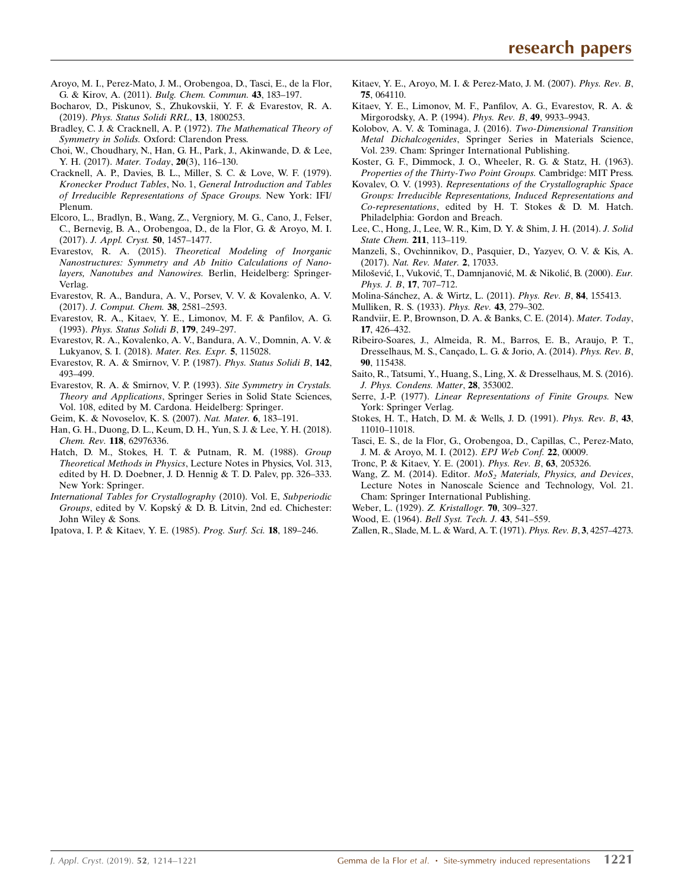Aroyo, M. I., Perez-Mato, J. M., Orobengoa, D., Tasci, E., de la Flor, G. & Kirov, A. (2011). *Bulg. Chem. Commun.* **43**, 183–197.

Bocharov, D., Piskunov, S., Zhukovskii, Y. F. & Evarestov, R. A. (2019). *Phys. Status Solidi RRL*, **13**, 1800253.

Bradley, C. J. & Cracknell, A. P. (1972). *The Mathematical Theory of Symmetry in Solids.* Oxford: Clarendon Press.

Choi, W., Choudhary, N., Han, G. H., Park, J., Akinwande, D. & Lee, Y. H. (2017). *Mater. Today*, **20**(3), 116–130.

Cracknell, A. P., Davies, B. L., Miller, S. C. & Love, W. F. (1979). *Kronecker Product Tables*, No. 1, *General Introduction and Tables of Irreducible Representations of Space Groups.* New York: IFI/Plenum.

Elcoro, L., Bradlyn, B., Wang, Z., Vergniory, M. G., Cano, J., Felser, C., Bernevig, B. A., Orobengoa, D., de la Flor, G. & Aroyo, M. I. (2017). *J. Appl. Cryst.* **50**, 1457–1477.

Evarestov, R. A. (2015). *Theoretical Modeling of Inorganic Nanostructures: Symmetry and Ab Initio Calculations of Nanolayers, Nanotubes and Nanowires.* Berlin, Heidelberg: Springer-Verlag.

Evarestov, R. A., Bandura, A. V., Porsev, V. V. & Kovalenko, A. V. (2017). *J. Comput. Chem.* **38**, 2581–2593.

Evarestov, R. A., Kitaev, Y. E., Limonov, M. F. & Panfilov, A. G. (1993). *Phys. Status Solidi B*, **179**, 249–297.

Evarestov, R. A., Kovalenko, A. V., Bandura, A. V., Domnin, A. V. & Lukyanov, S. I. (2018). *Mater. Res. Expr.* **5**, 115028.

Evarestov, R. A. & Smirnov, V. P. (1987). *Phys. Status Solidi B*, **142**, 493–499.

Evarestov, R. A. & Smirnov, V. P. (1993). *Site Symmetry in Crystals. Theory and Applications*, Springer Series in Solid State Sciences, Vol. 108, edited by M. Cardona. Heidelberg: Springer.

Geim, K. & Novoselov, K. S. (2007). *Nat. Mater.* **6**, 183–191.

Han, G. H., Duong, D. L., Keum, D. H., Yun, S. J. & Lee, Y. H. (2018). *Chem. Rev.* **118**, 62976336.

Hatch, D. M., Stokes, H. T. & Putnam, R. M. (1988). *Group Theoretical Methods in Physics*, Lecture Notes in Physics, Vol. 313, edited by H. D. Doebner, J. D. Hennig & T. D. Palev, pp. 326–333. New York: Springer.

*International Tables for Crystallography* (2010). Vol. E, *Subperiodic Groups*, edited by V. Kopský & D. B. Litvin, 2nd ed. Chichester: John Wiley & Sons.

Ipatova, I. P. & Kitaev, Y. E. (1985). *Prog. Surf. Sci.* **18**, 189–246.

Kitaev, Y. E., Aroyo, M. I. & Perez-Mato, J. M. (2007). *Phys. Rev. B*, **75**, 064110.

Kitaev, Y. E., Limonov, M. F., Panfilov, A. G., Evarestov, R. A. & Mirgorodsky, A. P. (1994). *Phys. Rev. B*, **49**, 9933–9943.

Kolobov, A. V. & Tominaga, J. (2016). *Two-Dimensional Transition Metal Dichalcogenides*, Springer Series in Materials Science, Vol. 239. Cham: Springer International Publishing.

Koster, G. F., Dimmock, J. O., Wheeler, R. G. & Statz, H. (1963). *Properties of the Thirty-Two Point Groups.* Cambridge: MIT Press.

Kovalev, O. V. (1993). *Representations of the Crystallographic Space Groups: Irreducible Representations, Induced Representations and Co-representations*, edited by H. T. Stokes & D. M. Hatch. Philadelphia: Gordon and Breach.

Lee, C., Hong, J., Lee, W. R., Kim, D. Y. & Shim, J. H. (2014). *J. Solid State Chem.* **211**, 113–119.

Manzeli, S., Ovchinnikov, D., Pasquier, D., Yazyev, O. V. & Kis, A. (2017). *Nat. Rev. Mater.* **2**, 17033.

Milošević, I., Vuković, T., Damnjanović, M. & Nikolić, B. (2000). *Eur. Phys. J. B*, **17**, 707–712.

Molina-Sánchez, A. & Wirtz, L. (2011). *Phys. Rev. B*, **84**, 155413.

Mulliken, R. S. (1933). *Phys. Rev.* **43**, 279–302.

Randviir, E. P., Brownson, D. A. & Banks, C. E. (2014). *Mater. Today*, **17**, 426–432.

Ribeiro-Soares, J., Almeida, R. M., Barros, E. B., Araujo, P. T., Dresselhaus, M. S., Cançado, L. G. & Jorio, A. (2014). *Phys. Rev. B*, **90**, 115438.

Saito, R., Tatsumi, Y., Huang, S., Ling, X. & Dresselhaus, M. S. (2016). *J. Phys. Condens. Matter*, **28**, 353002.

Serre, J.-P. (1977). *Linear Representations of Finite Groups.* New York: Springer Verlag.

Stokes, H. T., Hatch, D. M. & Wells, J. D. (1991). *Phys. Rev. B*, **43**, 11010–11018.

Tasci, E. S., de la Flor, G., Orobengoa, D., Capillas, C., Perez-Mato, J. M. & Aroyo, M. I. (2012). *EPJ Web Conf.* **22**, 00009.

Tronc, P. & Kitaev, Y. E. (2001). *Phys. Rev. B*, **63**, 205326.

Wang, Z. M. (2014). Editor. *$MoS_2$ Materials, Physics, and Devices*, Lecture Notes in Nanoscale Science and Technology, Vol. 21. Cham: Springer International Publishing.

Weber, L. (1929). *Z. Kristallogr.* **70**, 309–327.

Wood, E. (1964). *Bell Syst. Tech. J.* **43**, 541–559.

Zallen, R., Slade, M. L. & Ward, A. T. (1971). *Phys. Rev. B*, **3**, 4257–4273.